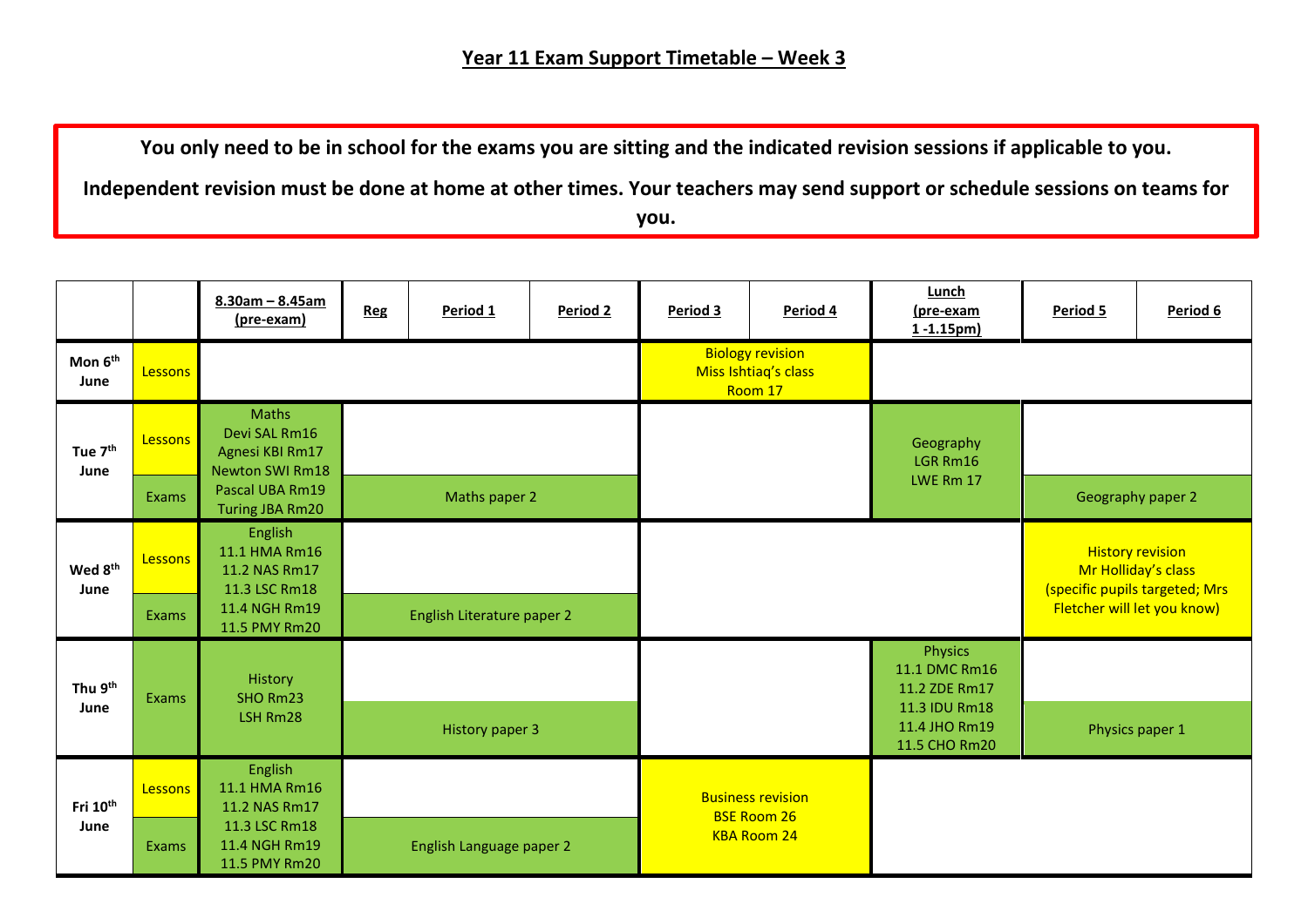# Year 11 Exam Support Timetable – Week 3

**You only need to be in school for the exams you are sitting and the indicated revision sessions if applicable to you.**

**Independent revision must be done at home at other times. Your teachers may send support or schedule sessions on teams for you.**

| | | 8.30am – 8.45am (pre-exam) | Reg | Period 1 | Period 2 | Period 3 | Period 4 | Lunch (pre-exam 1 -1.15pm) | Period 5 | Period 6 |
|---|---|---|---|---|---|---|---|---|---|---|
| Mon 6th June | Lessons | | | | | Biology revision Miss Ishtiaq's class Room 17 | | | | |
| Tue 7th June | Lessons | Maths Devi SAL Rm16 Agnesi KBI Rm17 Newton SWI Rm18 Pascal UBA Rm19 Turing JBA Rm20 | | | | | | Geography LGR Rm16 LWE Rm 17 | | |
| | Exams | | Maths paper 2 | | | | | | Geography paper 2 | |
| Wed 8th June | Lessons | English 11.1 HMA Rm16 11.2 NAS Rm17 11.3 LSC Rm18 11.4 NGH Rm19 11.5 PMY Rm20 | | | | | | | History revision Mr Holliday's class (specific pupils targeted; Mrs Fletcher will let you know) | |
| | Exams | | English Literature paper 2 | | | | | | | |
| Thu 9th June | Exams | History SHO Rm23 LSH Rm28 | History paper 3 | | | | | Physics 11.1 DMC Rm16 11.2 ZDE Rm17 11.3 IDU Rm18 11.4 JHO Rm19 11.5 CHO Rm20 | Physics paper 1 | |
| Fri 10th June | Lessons | English 11.1 HMA Rm16 11.2 NAS Rm17 11.3 LSC Rm18 11.4 NGH Rm19 11.5 PMY Rm20 | | | | Business revision BSE Room 26 KBA Room 24 | | | | |
| | Exams | | English Language paper 2 | | | | | | | |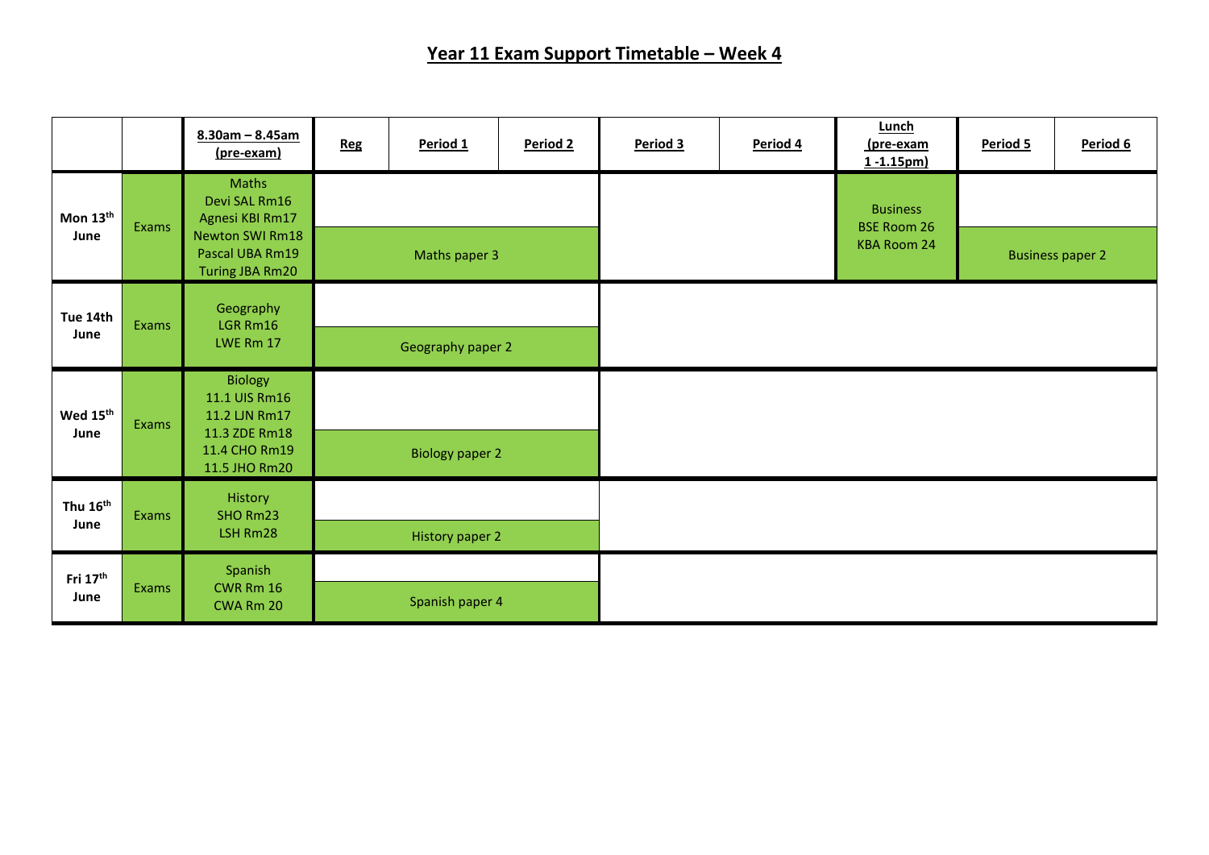## Year 11 Exam Support Timetable – Week 4

| | | 8.30am – 8.45am (pre-exam) | Reg | Period 1 | Period 2 | Period 3 | Period 4 | Lunch (pre-exam 1 -1.15pm) | Period 5 | Period 6 |
|---|---|---|---|---|---|---|---|---|---|---|
| Mon 13th June | Exams | Maths<br>Devi SAL Rm16<br>Agnesi KBI Rm17<br>Newton SWI Rm18<br>Pascal UBA Rm19<br>Turing JBA Rm20 | Maths paper 3 | | | | | Business<br>BSE Room 26<br>KBA Room 24 | Business paper 2 | |
| Tue 14th June | Exams | Geography<br>LGR Rm16<br>LWE Rm 17 | Geography paper 2 | | | | | | | |
| Wed 15th June | Exams | Biology<br>11.1 UIS Rm16<br>11.2 LJN Rm17<br>11.3 ZDE Rm18<br>11.4 CHO Rm19<br>11.5 JHO Rm20 | Biology paper 2 | | | | | | | |
| Thu 16th June | Exams | History<br>SHO Rm23<br>LSH Rm28 | History paper 2 | | | | | | | |
| Fri 17th June | Exams | Spanish<br>CWR Rm 16<br>CWA Rm 20 | Spanish paper 4 | | | | | | | |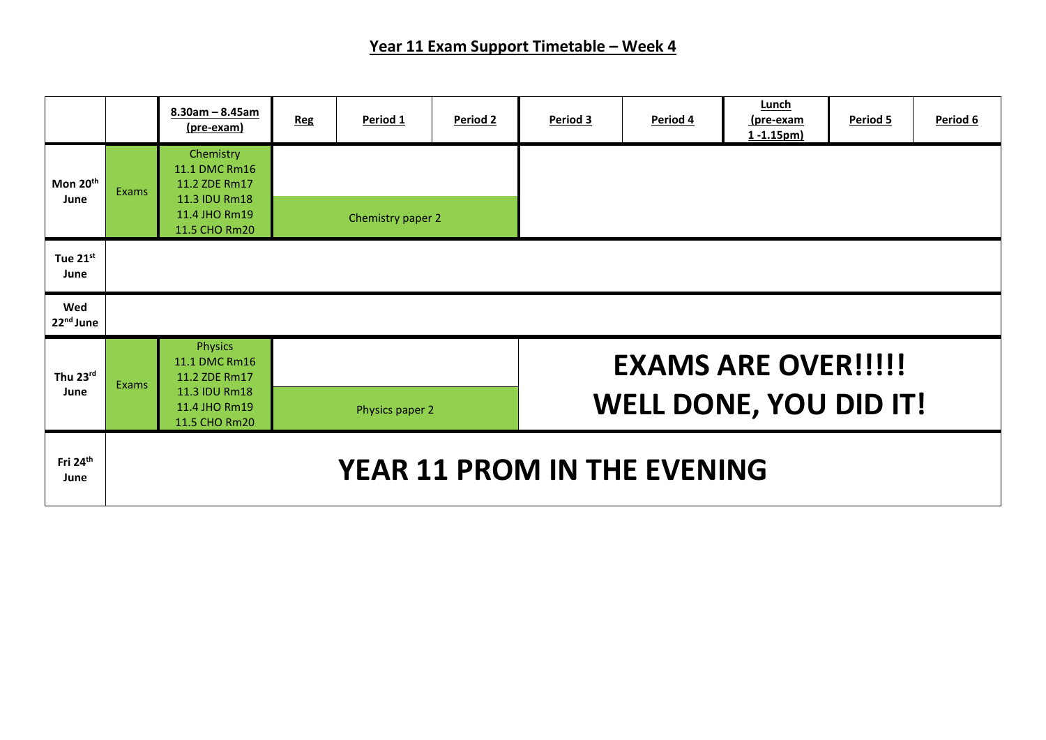## Year 11 Exam Support Timetable – Week 4

| | | 8.30am – 8.45am (pre-exam) | Reg | Period 1 | Period 2 | Period 3 | Period 4 | Lunch (pre-exam 1 -1.15pm) | Period 5 | Period 6 |
|---|---|---|---|---|---|---|---|---|---|---|
| Mon 20th June | Exams | Chemistry 11.1 DMC Rm16 11.2 ZDE Rm17 11.3 IDU Rm18 11.4 JHO Rm19 11.5 CHO Rm20 | | Chemistry paper 2 | | | | | | |
| Tue 21st June | | | | | | | | | | |
| Wed 22nd June | | | | | | | | | | |
| Thu 23rd June | Exams | Physics 11.1 DMC Rm16 11.2 ZDE Rm17 11.3 IDU Rm18 11.4 JHO Rm19 11.5 CHO Rm20 | | Physics paper 2 | | **EXAMS ARE OVER!!!!! WELL DONE, YOU DID IT!** | | | | |
| Fri 24th June | **YEAR 11 PROM IN THE EVENING** | | | | | | | | | |